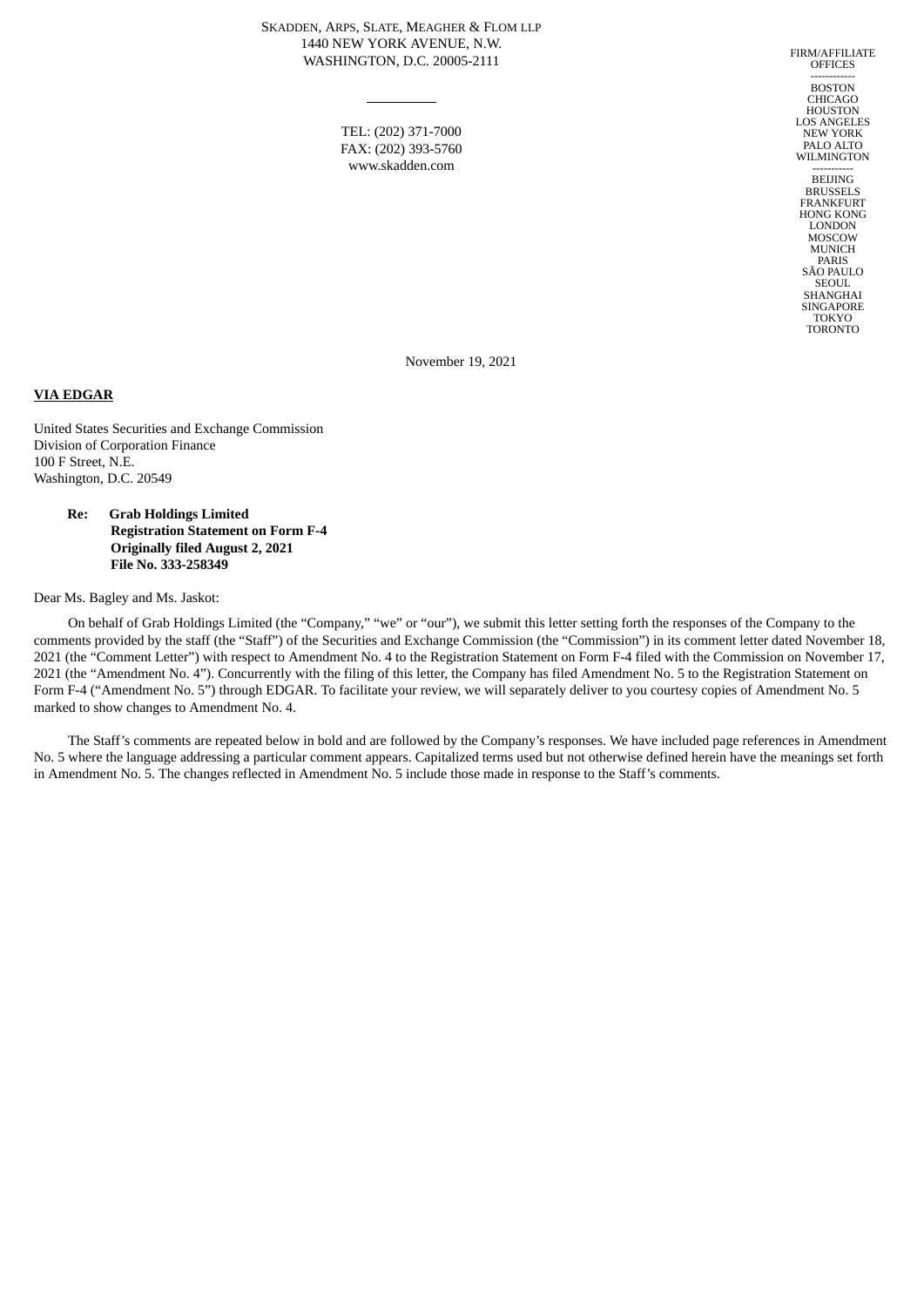SKADDEN, ARPS, SLATE, MEAGHER & FLOM LLP
1440 NEW YORK AVENUE, N.W.
WASHINGTON, D.C. 20005-2111

TEL: (202) 371-7000
FAX: (202) 393-5760
www.skadden.com

FIRM/AFFILIATE OFFICES
BOSTON
CHICAGO
HOUSTON
LOS ANGELES
NEW YORK
PALO ALTO
WILMINGTON
BEIJING
BRUSSELS
FRANKFURT
HONG KONG
LONDON
MOSCOW
MUNICH
PARIS
SÃO PAULO
SEOUL
SHANGHAI
SINGAPORE
TOKYO
TORONTO

November 19, 2021

**VIA EDGAR**

United States Securities and Exchange Commission
Division of Corporation Finance
100 F Street, N.E.
Washington, D.C. 20549

**Re: Grab Holdings Limited**
**Registration Statement on Form F-4**
**Originally filed August 2, 2021**
**File No. 333-258349**

Dear Ms. Bagley and Ms. Jaskot:

On behalf of Grab Holdings Limited (the "Company," "we" or "our"), we submit this letter setting forth the responses of the Company to the comments provided by the staff (the "Staff") of the Securities and Exchange Commission (the "Commission") in its comment letter dated November 18, 2021 (the "Comment Letter") with respect to Amendment No. 4 to the Registration Statement on Form F-4 filed with the Commission on November 17, 2021 (the "Amendment No. 4"). Concurrently with the filing of this letter, the Company has filed Amendment No. 5 to the Registration Statement on Form F-4 ("Amendment No. 5") through EDGAR. To facilitate your review, we will separately deliver to you courtesy copies of Amendment No. 5 marked to show changes to Amendment No. 4.

The Staff's comments are repeated below in bold and are followed by the Company's responses. We have included page references in Amendment No. 5 where the language addressing a particular comment appears. Capitalized terms used but not otherwise defined herein have the meanings set forth in Amendment No. 5. The changes reflected in Amendment No. 5 include those made in response to the Staff's comments.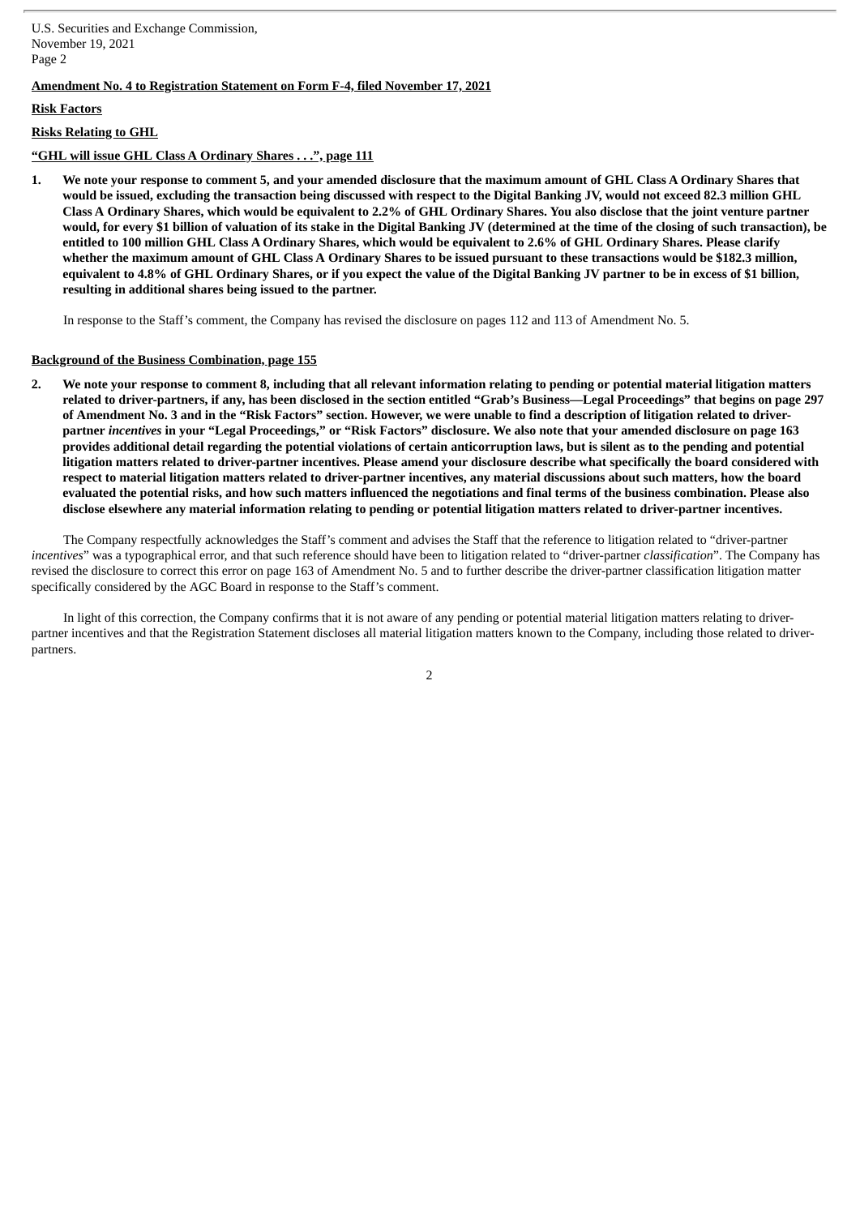**Amendment No. 4 to Registration Statement on Form F-4, filed November 17, 2021**

**Risk Factors**

**Risks Relating to GHL**

**"GHL will issue GHL Class A Ordinary Shares . . .", page 111**

**1. We note your response to comment 5, and your amended disclosure that the maximum amount of GHL Class A Ordinary Shares that would be issued, excluding the transaction being discussed with respect to the Digital Banking JV, would not exceed 82.3 million GHL Class A Ordinary Shares, which would be equivalent to 2.2% of GHL Ordinary Shares. You also disclose that the joint venture partner would, for every $1 billion of valuation of its stake in the Digital Banking JV (determined at the time of the closing of such transaction), be entitled to 100 million GHL Class A Ordinary Shares, which would be equivalent to 2.6% of GHL Ordinary Shares. Please clarify whether the maximum amount of GHL Class A Ordinary Shares to be issued pursuant to these transactions would be $182.3 million, equivalent to 4.8% of GHL Ordinary Shares, or if you expect the value of the Digital Banking JV partner to be in excess of $1 billion, resulting in additional shares being issued to the partner.**

In response to the Staff's comment, the Company has revised the disclosure on pages 112 and 113 of Amendment No. 5.

**Background of the Business Combination, page 155**

**2. We note your response to comment 8, including that all relevant information relating to pending or potential material litigation matters related to driver-partners, if any, has been disclosed in the section entitled "Grab's Business—Legal Proceedings" that begins on page 297 of Amendment No. 3 and in the "Risk Factors" section. However, we were unable to find a description of litigation related to driver-partner *incentives* in your "Legal Proceedings," or "Risk Factors" disclosure. We also note that your amended disclosure on page 163 provides additional detail regarding the potential violations of certain anticorruption laws, but is silent as to the pending and potential litigation matters related to driver-partner incentives. Please amend your disclosure describe what specifically the board considered with respect to material litigation matters related to driver-partner incentives, any material discussions about such matters, how the board evaluated the potential risks, and how such matters influenced the negotiations and final terms of the business combination. Please also disclose elsewhere any material information relating to pending or potential litigation matters related to driver-partner incentives.**

The Company respectfully acknowledges the Staff's comment and advises the Staff that the reference to litigation related to "driver-partner *incentives*" was a typographical error, and that such reference should have been to litigation related to "driver-partner *classification*". The Company has revised the disclosure to correct this error on page 163 of Amendment No. 5 and to further describe the driver-partner classification litigation matter specifically considered by the AGC Board in response to the Staff's comment.

In light of this correction, the Company confirms that it is not aware of any pending or potential material litigation matters relating to driver-partner incentives and that the Registration Statement discloses all material litigation matters known to the Company, including those related to driver-partners.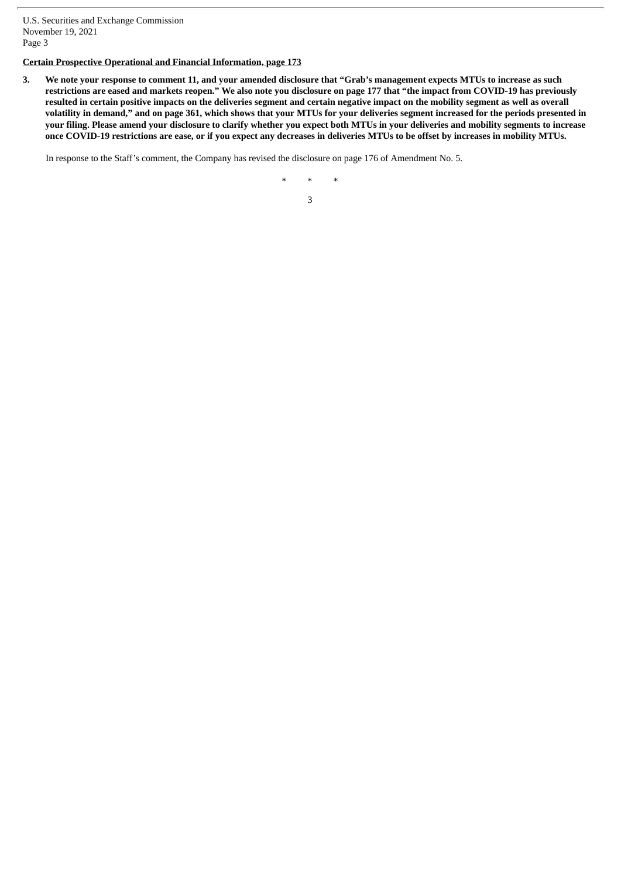**Certain Prospective Operational and Financial Information, page 173**

**3. We note your response to comment 11, and your amended disclosure that "Grab's management expects MTUs to increase as such restrictions are eased and markets reopen." We also note you disclosure on page 177 that "the impact from COVID-19 has previously resulted in certain positive impacts on the deliveries segment and certain negative impact on the mobility segment as well as overall volatility in demand," and on page 361, which shows that your MTUs for your deliveries segment increased for the periods presented in your filing. Please amend your disclosure to clarify whether you expect both MTUs in your deliveries and mobility segments to increase once COVID-19 restrictions are ease, or if you expect any decreases in deliveries MTUs to be offset by increases in mobility MTUs.**

In response to the Staff's comment, the Company has revised the disclosure on page 176 of Amendment No. 5.

\* \* \*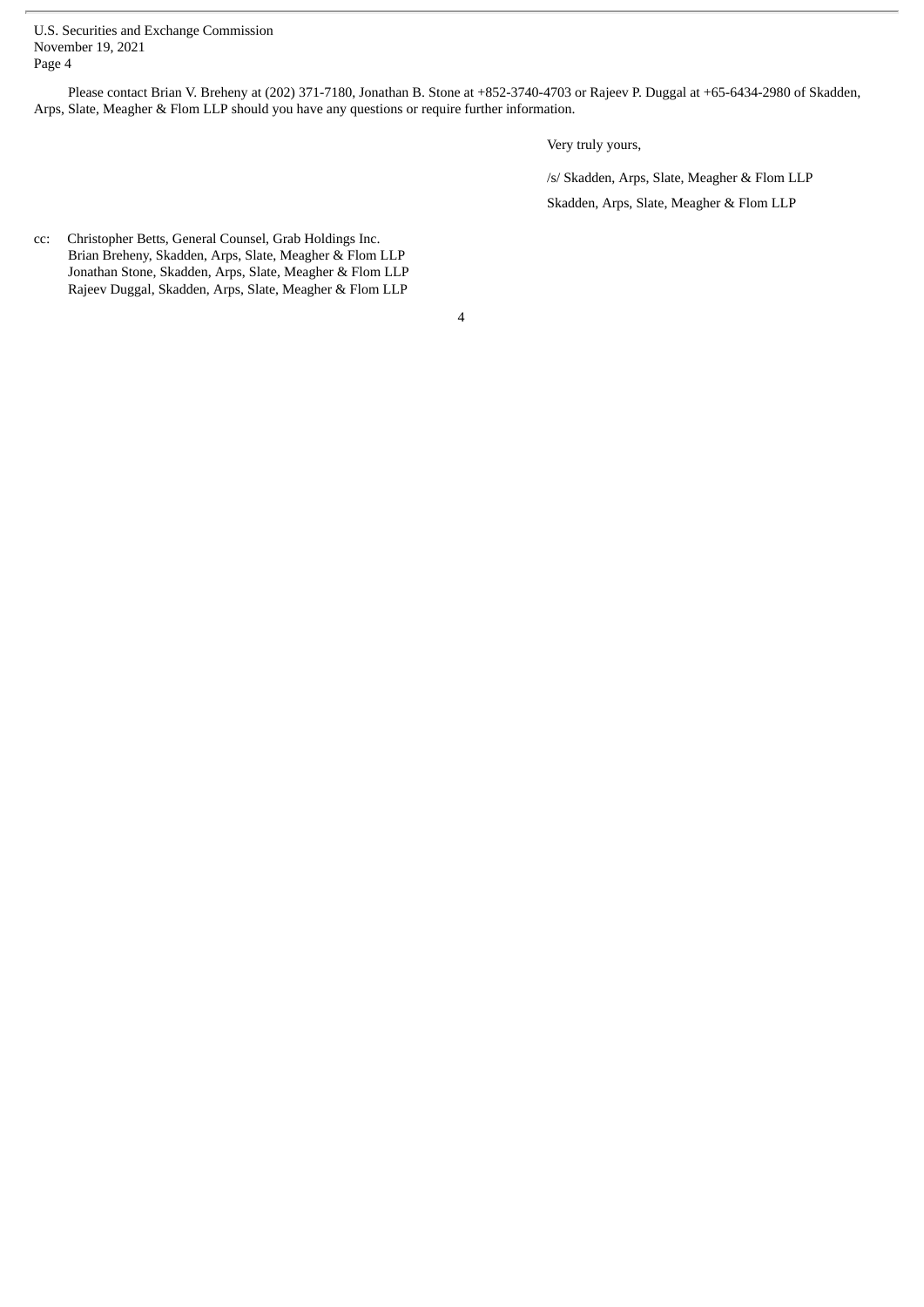Please contact Brian V. Breheny at (202) 371-7180, Jonathan B. Stone at +852-3740-4703 or Rajeev P. Duggal at +65-6434-2980 of Skadden, Arps, Slate, Meagher & Flom LLP should you have any questions or require further information.

Very truly yours,

/s/ Skadden, Arps, Slate, Meagher & Flom LLP

Skadden, Arps, Slate, Meagher & Flom LLP

cc: Christopher Betts, General Counsel, Grab Holdings Inc.
Brian Breheny, Skadden, Arps, Slate, Meagher & Flom LLP
Jonathan Stone, Skadden, Arps, Slate, Meagher & Flom LLP
Rajeev Duggal, Skadden, Arps, Slate, Meagher & Flom LLP